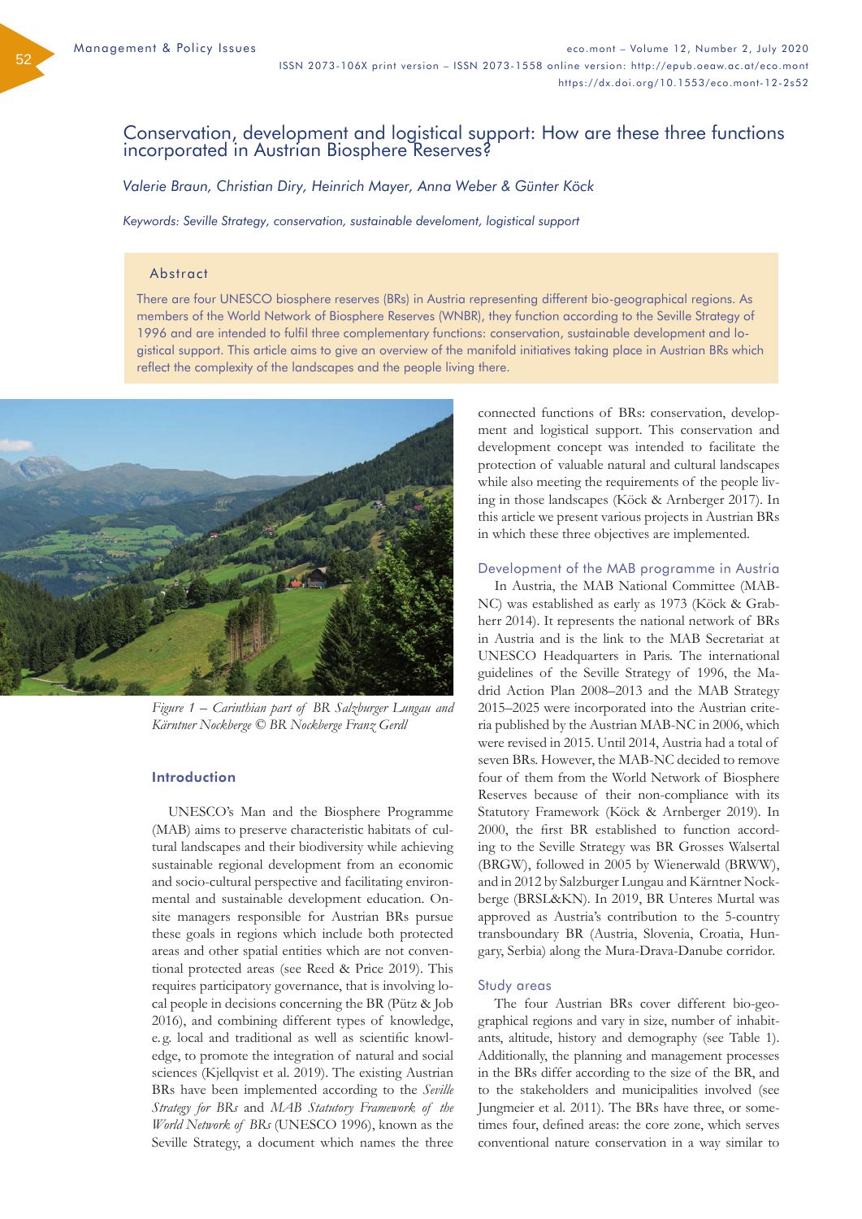# Conservation, development and logistical support: How are these three functions incorporated in Austrian Biosphere Reserves?

*Valerie Braun, Christian Diry, Heinrich Mayer, Anna Weber & Günter Köck*

*Keywords: Seville Strategy, conservation, sustainable develoment, logistical support*

## Abstract

There are four UNESCO biosphere reserves (BRs) in Austria representing different bio-geographical regions. As members of the World Network of Biosphere Reserves (WNBR), they function according to the Seville Strategy of 1996 and are intended to fulfil three complementary functions: conservation, sustainable development and logistical support. This article aims to give an overview of the manifold initiatives taking place in Austrian BRs which reflect the complexity of the landscapes and the people living there.

*Figure 1 – Carinthian part of BR Salzburger Lungau and Kärntner Nockberge © BR Nockberge Franz Gerdl*

## Introduction

UNESCO's Man and the Biosphere Programme (MAB) aims to preserve characteristic habitats of cultural landscapes and their biodiversity while achieving sustainable regional development from an economic and socio-cultural perspective and facilitating environmental and sustainable development education. On-site managers responsible for Austrian BRs pursue these goals in regions which include both protected areas and other spatial entities which are not conventional protected areas (see Reed & Price 2019). This requires participatory governance, that is involving local people in decisions concerning the BR (Pütz & Job 2016), and combining different types of knowledge, e.g. local and traditional as well as scientific knowledge, to promote the integration of natural and social sciences (Kjellqvist et al. 2019). The existing Austrian BRs have been implemented according to the *Seville Strategy for BRs* and *MAB Statutory Framework of the World Network of BRs* (UNESCO 1996), known as the Seville Strategy, a document which names the three connected functions of BRs: conservation, development and logistical support. This conservation and development concept was intended to facilitate the protection of valuable natural and cultural landscapes while also meeting the requirements of the people living in those landscapes (Köck & Arnberger 2017). In this article we present various projects in Austrian BRs in which these three objectives are implemented.

## Development of the MAB programme in Austria

In Austria, the MAB National Committee (MAB-NC) was established as early as 1973 (Köck & Grabherr 2014). It represents the national network of BRs in Austria and is the link to the MAB Secretariat at UNESCO Headquarters in Paris. The international guidelines of the Seville Strategy of 1996, the Madrid Action Plan 2008–2013 and the MAB Strategy 2015–2025 were incorporated into the Austrian criteria published by the Austrian MAB-NC in 2006, which were revised in 2015. Until 2014, Austria had a total of seven BRs. However, the MAB-NC decided to remove four of them from the World Network of Biosphere Reserves because of their non-compliance with its Statutory Framework (Köck & Arnberger 2019). In 2000, the first BR established to function according to the Seville Strategy was BR Grosses Walsertal (BRGW), followed in 2005 by Wienerwald (BRWW), and in 2012 by Salzburger Lungau and Kärntner Nockberge (BRSL&KN). In 2019, BR Unteres Murtal was approved as Austria's contribution to the 5-country transboundary BR (Austria, Slovenia, Croatia, Hungary, Serbia) along the Mura-Drava-Danube corridor.

## Study areas

The four Austrian BRs cover different bio-geographical regions and vary in size, number of inhabitants, altitude, history and demography (see Table 1). Additionally, the planning and management processes in the BRs differ according to the size of the BR, and to the stakeholders and municipalities involved (see Jungmeier et al. 2011). The BRs have three, or sometimes four, defined areas: the core zone, which serves conventional nature conservation in a way similar to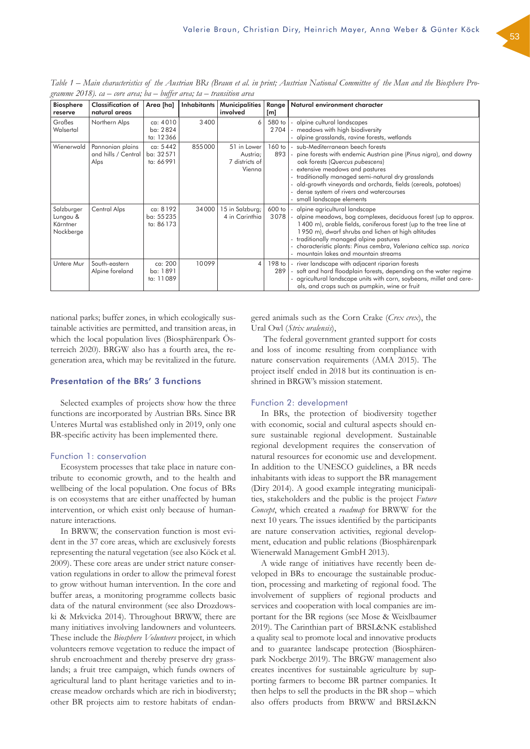*Table 1 – Main characteristics of the Austrian BRs (Braun et al. in print; Austrian National Committee of the Man and the Biosphere Programme 2018). ca – core area; ba – buffer area; ta – transition area*

| Biosphere reserve | Classification of natural areas | Area [ha] | Inhabitants | Municipalities involved | Range [m] | Natural environment character |
|---|---|---|---|---|---|---|
| Großes Walsertal | Northern Alps | ca: 4010<br>ba: 2824<br>ta: 12366 | 3400 | 6 | 580 to 2704 | - alpine cultural landscapes<br>- meadows with high biodiversity<br>- alpine grasslands, ravine forests, wetlands |
| Wienerwald | Pannonian plains and hills / Central Alps | ca: 5442<br>ba: 32571<br>ta: 66991 | 855000 | 51 in Lower Austria; 7 districts of Vienna | 160 to 893 | - sub-Mediterranean beech forests<br>- pine forests with endemic Austrian pine (*Pinus nigra*), and downy oak forests (*Quercus pubescens*)<br>- extensive meadows and pastures<br>- traditionally managed semi-natural dry grasslands<br>- old-growth vineyards and orchards, fields (cereals, potatoes)<br>- dense system of rivers and watercourses<br>- small landscape elements |
| Salzburger Lungau & Kärntner Nockberge | Central Alps | ca: 8192<br>ba: 55235<br>ta: 86173 | 34000 | 15 in Salzburg; 4 in Carinthia | 600 to 3078 | - alpine agricultural landscape<br>- alpine meadows, bog complexes, deciduous forest (up to approx. 1400 m), arable fields, coniferous forest (up to the tree line at 1950 m), dwarf shrubs and lichen at high altitudes<br>- traditionally managed alpine pastures<br>- characteristic plants: *Pinus cembra*, *Valeriana celtica* ssp. *norica*<br>- mountain lakes and mountain streams |
| Untere Mur | South-eastern Alpine foreland | ca: 200<br>ba: 1891<br>ta: 11089 | 10099 | 4 | 198 to 289 | - river landscape with adjacent riparian forests<br>- soft and hard floodplain forests, depending on the water regime<br>- agricultural landscape units with corn, soybeans, millet and cereals, and crops such as pumpkin, wine or fruit |

national parks; buffer zones, in which ecologically sustainable activities are permitted, and transition areas, in which the local population lives (Biosphärenpark Österreich 2020). BRGW also has a fourth area, the regeneration area, which may be revitalized in the future.

## Presentation of the BRs' 3 functions

Selected examples of projects show how the three functions are incorporated by Austrian BRs. Since BR Unteres Murtal was established only in 2019, only one BR-specific activity has been implemented there.

### Function 1: conservation

Ecosystem processes that take place in nature contribute to economic growth, and to the health and wellbeing of the local population. One focus of BRs is on ecosystems that are either unaffected by human intervention, or which exist only because of human-nature interactions.

In BRWW, the conservation function is most evident in the 37 core areas, which are exclusively forests representing the natural vegetation (see also Köck et al. 2009). These core areas are under strict nature conservation regulations in order to allow the primeval forest to grow without human intervention. In the core and buffer areas, a monitoring programme collects basic data of the natural environment (see also Drozdowski & Mrkvicka 2014). Throughout BRWW, there are many initiatives involving landowners and volunteers. These include the *Biosphere Volunteers* project, in which volunteers remove vegetation to reduce the impact of shrub encroachment and thereby preserve dry grasslands; a fruit tree campaign, which funds owners of agricultural land to plant heritage varieties and to increase meadow orchards which are rich in biodiversty; other BR projects aim to restore habitats of endangered animals such as the Corn Crake (*Crex crex*), the Ural Owl (*Strix uralensis*),

The federal government granted support for costs and loss of income resulting from compliance with nature conservation requirements (AMA 2015). The project itself ended in 2018 but its continuation is enshrined in BRGW's mission statement.

### Function 2: development

In BRs, the protection of biodiversity together with economic, social and cultural aspects should ensure sustainable regional development. Sustainable regional development requires the conservation of natural resources for economic use and development. In addition to the UNESCO guidelines, a BR needs inhabitants with ideas to support the BR management (Diry 2014). A good example integrating municipalities, stakeholders and the public is the project *Future Concept*, which created a *roadmap* for BRWW for the next 10 years. The issues identified by the participants are nature conservation activities, regional development, education and public relations (Biosphärenpark Wienerwald Management GmbH 2013).

A wide range of initiatives have recently been developed in BRs to encourage the sustainable production, processing and marketing of regional food. The involvement of suppliers of regional products and services and cooperation with local companies are important for the BR regions (see Mose & Weixlbaumer 2019). The Carinthian part of BRSL&NK established a quality seal to promote local and innovative products and to guarantee landscape protection (Biosphärenpark Nockberge 2019). The BRGW management also creates incentives for sustainable agriculture by supporting farmers to become BR partner companies. It then helps to sell the products in the BR shop – which also offers products from BRWW and BRSL&KN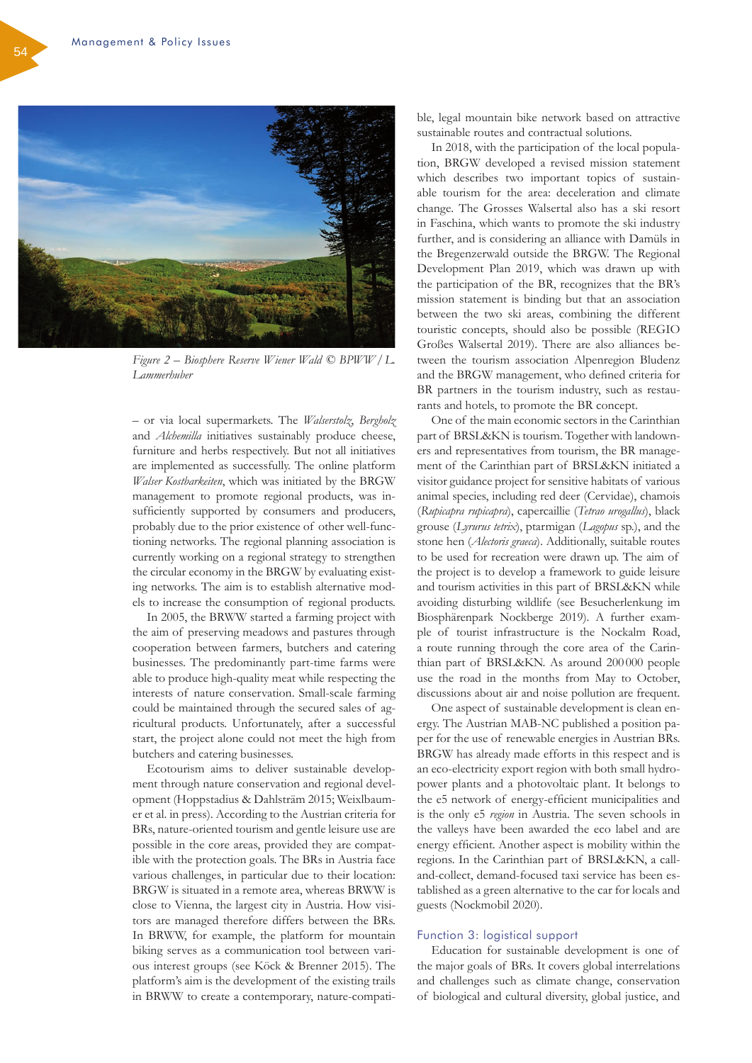*Figure 2 – Biosphere Reserve Wiener Wald © BPWW / L. Lammerhuber*

– or via local supermarkets. The *Walserstolz*, *Bergholz* and *Alchemilla* initiatives sustainably produce cheese, furniture and herbs respectively. But not all initiatives are implemented as successfully. The online platform *Walser Kostbarkeiten*, which was initiated by the BRGW management to promote regional products, was insufficiently supported by consumers and producers, probably due to the prior existence of other well-functioning networks. The regional planning association is currently working on a regional strategy to strengthen the circular economy in the BRGW by evaluating existing networks. The aim is to establish alternative models to increase the consumption of regional products.

In 2005, the BRWW started a farming project with the aim of preserving meadows and pastures through cooperation between farmers, butchers and catering businesses. The predominantly part-time farms were able to produce high-quality meat while respecting the interests of nature conservation. Small-scale farming could be maintained through the secured sales of agricultural products. Unfortunately, after a successful start, the project alone could not meet the high from butchers and catering businesses.

Ecotourism aims to deliver sustainable development through nature conservation and regional development (Hoppstadius & Dahlsträm 2015; Weixlbaumer et al. in press). According to the Austrian criteria for BRs, nature-oriented tourism and gentle leisure use are possible in the core areas, provided they are compatible with the protection goals. The BRs in Austria face various challenges, in particular due to their location: BRGW is situated in a remote area, whereas BRWW is close to Vienna, the largest city in Austria. How visitors are managed therefore differs between the BRs. In BRWW, for example, the platform for mountain biking serves as a communication tool between various interest groups (see Köck & Brenner 2015). The platform's aim is the development of the existing trails in BRWW to create a contemporary, nature-compatible, legal mountain bike network based on attractive sustainable routes and contractual solutions.

In 2018, with the participation of the local population, BRGW developed a revised mission statement which describes two important topics of sustainable tourism for the area: deceleration and climate change. The Grosses Walsertal also has a ski resort in Faschina, which wants to promote the ski industry further, and is considering an alliance with Damüls in the Bregenzerwald outside the BRGW. The Regional Development Plan 2019, which was drawn up with the participation of the BR, recognizes that the BR's mission statement is binding but that an association between the two ski areas, combining the different touristic concepts, should also be possible (REGIO Großes Walsertal 2019). There are also alliances between the tourism association Alpenregion Bludenz and the BRGW management, who defined criteria for BR partners in the tourism industry, such as restaurants and hotels, to promote the BR concept.

One of the main economic sectors in the Carinthian part of BRSL&KN is tourism. Together with landowners and representatives from tourism, the BR management of the Carinthian part of BRSL&KN initiated a visitor guidance project for sensitive habitats of various animal species, including red deer (Cervidae), chamois (*Rupicapra rupicapra*), capercaillie (*Tetrao urogallus*), black grouse (*Lyrurus tetrix*), ptarmigan (*Lagopus* sp.), and the stone hen (*Alectoris graeca*). Additionally, suitable routes to be used for recreation were drawn up. The aim of the project is to develop a framework to guide leisure and tourism activities in this part of BRSL&KN while avoiding disturbing wildlife (see Besucherlenkung im Biosphärenpark Nockberge 2019). A further example of tourist infrastructure is the Nockalm Road, a route running through the core area of the Carinthian part of BRSL&KN. As around 200 000 people use the road in the months from May to October, discussions about air and noise pollution are frequent.

One aspect of sustainable development is clean energy. The Austrian MAB-NC published a position paper for the use of renewable energies in Austrian BRs. BRGW has already made efforts in this respect and is an eco-electricity export region with both small hydropower plants and a photovoltaic plant. It belongs to the e5 network of energy-efficient municipalities and is the only e5 *region* in Austria. The seven schools in the valleys have been awarded the eco label and are energy efficient. Another aspect is mobility within the regions. In the Carinthian part of BRSL&KN, a call-and-collect, demand-focused taxi service has been established as a green alternative to the car for locals and guests (Nockmobil 2020).

## Function 3: logistical support

Education for sustainable development is one of the major goals of BRs. It covers global interrelations and challenges such as climate change, conservation of biological and cultural diversity, global justice, and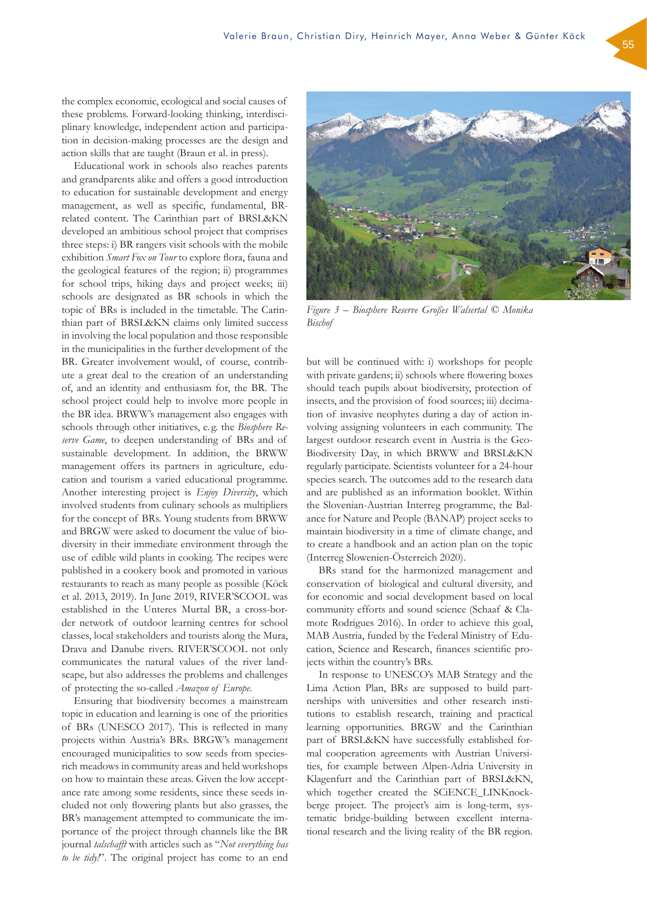the complex economic, ecological and social causes of these problems. Forward-looking thinking, interdisciplinary knowledge, independent action and participation in decision-making processes are the design and action skills that are taught (Braun et al. in press).

Educational work in schools also reaches parents and grandparents alike and offers a good introduction to education for sustainable development and energy management, as well as specific, fundamental, BR-related content. The Carinthian part of BRSL&KN developed an ambitious school project that comprises three steps: i) BR rangers visit schools with the mobile exhibition *Smart Fox on Tour* to explore flora, fauna and the geological features of the region; ii) programmes for school trips, hiking days and project weeks; iii) schools are designated as BR schools in which the topic of BRs is included in the timetable. The Carinthian part of BRSL&KN claims only limited success in involving the local population and those responsible in the municipalities in the further development of the BR. Greater involvement would, of course, contribute a great deal to the creation of an understanding of, and an identity and enthusiasm for, the BR. The school project could help to involve more people in the BR idea. BRWW's management also engages with schools through other initiatives, e.g. the *Biosphere Reserve Game*, to deepen understanding of BRs and of sustainable development. In addition, the BRWW management offers its partners in agriculture, education and tourism a varied educational programme. Another interesting project is *Enjoy Diversity*, which involved students from culinary schools as multipliers for the concept of BRs. Young students from BRWW and BRGW were asked to document the value of biodiversity in their immediate environment through the use of edible wild plants in cooking. The recipes were published in a cookery book and promoted in various restaurants to reach as many people as possible (Köck et al. 2013, 2019). In June 2019, RIVER'SCOOL was established in the Unteres Murtal BR, a cross-border network of outdoor learning centres for school classes, local stakeholders and tourists along the Mura, Drava and Danube rivers. RIVER'SCOOL not only communicates the natural values of the river landscape, but also addresses the problems and challenges of protecting the so-called *Amazon of Europe*.

Ensuring that biodiversity becomes a mainstream topic in education and learning is one of the priorities of BRs (UNESCO 2017). This is reflected in many projects within Austria's BRs. BRGW's management encouraged municipalities to sow seeds from species-rich meadows in community areas and held workshops on how to maintain these areas. Given the low acceptance rate among some residents, since these seeds included not only flowering plants but also grasses, the BR's management attempted to communicate the importance of the project through channels like the BR journal *talschafft* with articles such as "*Not everything has to be tidy!*". The original project has come to an end but will be continued with: i) workshops for people with private gardens; ii) schools where flowering boxes should teach pupils about biodiversity, protection of insects, and the provision of food sources; iii) decimation of invasive neophytes during a day of action involving assigning volunteers in each community. The largest outdoor research event in Austria is the Geo-Biodiversity Day, in which BRWW and BRSL&KN regularly participate. Scientists volunteer for a 24-hour species search. The outcomes add to the research data and are published as an information booklet. Within the Slovenian-Austrian Interreg programme, the Balance for Nature and People (BANAP) project seeks to maintain biodiversity in a time of climate change, and to create a handbook and an action plan on the topic (Interreg Slowenien-Österreich 2020).

*Figure 3 – Biosphere Reserve Großes Walsertal © Monika Bischof*

BRs stand for the harmonized management and conservation of biological and cultural diversity, and for economic and social development based on local community efforts and sound science (Schaaf & Clamote Rodrigues 2016). In order to achieve this goal, MAB Austria, funded by the Federal Ministry of Education, Science and Research, finances scientific projects within the country's BRs.

In response to UNESCO's MAB Strategy and the Lima Action Plan, BRs are supposed to build partnerships with universities and other research institutions to establish research, training and practical learning opportunities. BRGW and the Carinthian part of BRSL&KN have successfully established formal cooperation agreements with Austrian Universities, for example between Alpen-Adria University in Klagenfurt and the Carinthian part of BRSL&KN, which together created the SCiENCE_LINKnockberge project. The project's aim is long-term, systematic bridge-building between excellent international research and the living reality of the BR region.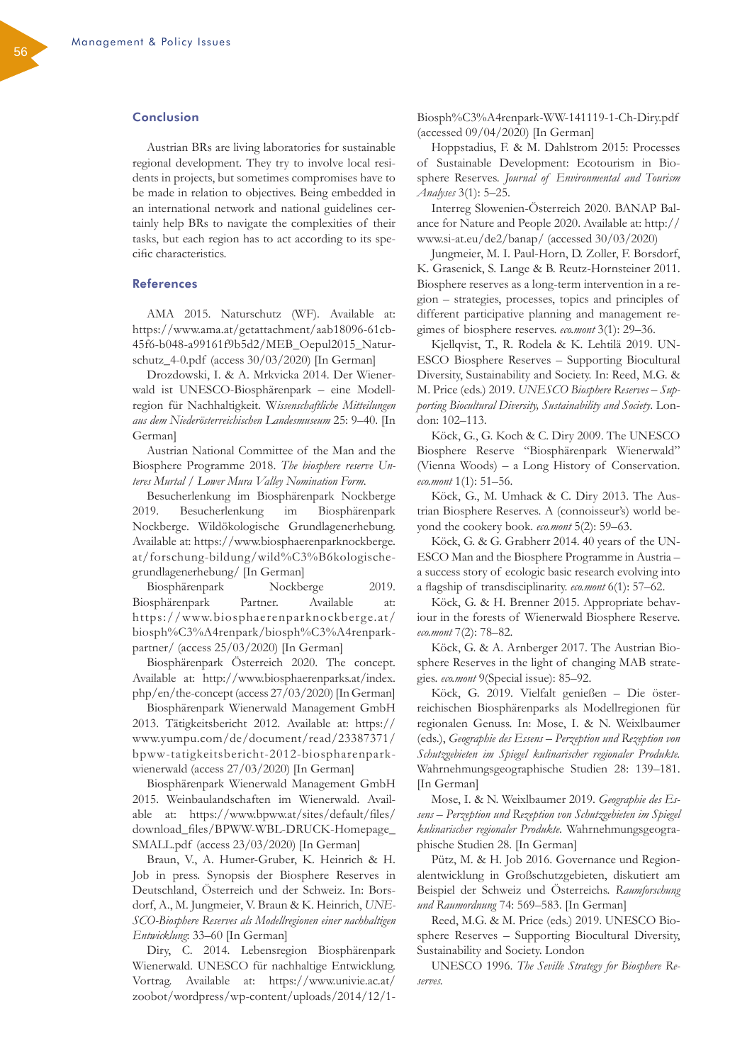## Conclusion

Austrian BRs are living laboratories for sustainable regional development. They try to involve local residents in projects, but sometimes compromises have to be made in relation to objectives. Being embedded in an international network and national guidelines certainly help BRs to navigate the complexities of their tasks, but each region has to act according to its specific characteristics.

## References

AMA 2015. Naturschutz (WF). Available at: https://www.ama.at/getattachment/aab18096-61cb-45f6-b048-a99161f9b5d2/MEB_Oepul2015_Naturschutz_4-0.pdf (access 30/03/2020) [In German]

Drozdowski, I. & A. Mrkvicka 2014. Der Wienerwald ist UNESCO-Biosphärenpark – eine Modellregion für Nachhaltigkeit. *Wissenschaftliche Mitteilungen aus dem Niederösterreichischen Landesmuseum* 25: 9–40. [In German]

Austrian National Committee of the Man and the Biosphere Programme 2018. *The biosphere reserve Unteres Murtal / Lower Mura Valley Nomination Form.*

Besucherlenkung im Biosphärenpark Nockberge 2019. Besucherlenkung im Biosphärenpark Nockberge. Wildökologische Grundlagenerhebung. Available at: https://www.biosphaerenparknockberge.at/forschung-bildung/wild%C3%B6kologische-grundlagenerhebung/ [In German]

Biosphärenpark Nockberge 2019. Biosphärenpark Partner. Available at: https://www.biosphaerenparknockberge.at/biosph%C3%A4renpark/biosph%C3%A4renpark-partner/ (access 25/03/2020) [In German]

Biosphärenpark Österreich 2020. The concept. Available at: http://www.biosphaerenparks.at/index.php/en/the-concept (access 27/03/2020) [In German]

Biosphärenpark Wienerwald Management GmbH 2013. Tätigkeitsbericht 2012. Available at: https://www.yumpu.com/de/document/read/23387371/bpww-tatigkeitsbericht-2012-biospharenpark-wienerwald (access 27/03/2020) [In German]

Biosphärenpark Wienerwald Management GmbH 2015. Weinbaulandschaften im Wienerwald. Available at: https://www.bpww.at/sites/default/files/download_files/BPWW-WBL-DRUCK-Homepage_SMALL.pdf (access 23/03/2020) [In German]

Braun, V., A. Humer-Gruber, K. Heinrich & H. Job in press. Synopsis der Biosphere Reserves in Deutschland, Österreich und der Schweiz. In: Borsdorf, A., M. Jungmeier, V. Braun & K. Heinrich, *UNESCO-Biosphere Reserves als Modellregionen einer nachhaltigen Entwicklung.* 33–60 [In German]

Diry, C. 2014. Lebensregion Biosphärenpark Wienerwald. UNESCO für nachhaltige Entwicklung. Vortrag. Available at: https://www.univie.ac.at/zoobot/wordpress/wp-content/uploads/2014/12/1-Biosph%C3%A4renpark-WW-141119-1-Ch-Diry.pdf (accessed 09/04/2020) [In German]

Hoppstadius, F. & M. Dahlstrom 2015: Processes of Sustainable Development: Ecotourism in Biosphere Reserves. *Journal of Environmental and Tourism Analyses* 3(1): 5–25.

Interreg Slowenien-Österreich 2020. BANAP Balance for Nature and People 2020. Available at: http://www.si-at.eu/de2/banap/ (accessed 30/03/2020)

Jungmeier, M. I. Paul-Horn, D. Zoller, F. Borsdorf, K. Grasenick, S. Lange & B. Reutz-Hornsteiner 2011. Biosphere reserves as a long-term intervention in a region – strategies, processes, topics and principles of different participative planning and management regimes of biosphere reserves. *eco.mont* 3(1): 29–36.

Kjellqvist, T., R. Rodela & K. Lehtilä 2019. UNESCO Biosphere Reserves – Supporting Biocultural Diversity, Sustainability and Society. In: Reed, M.G. & M. Price (eds.) 2019. *UNESCO Biosphere Reserves – Supporting Biocultural Diversity, Sustainability and Society.* London: 102–113.

Köck, G., G. Koch & C. Diry 2009. The UNESCO Biosphere Reserve "Biosphärenpark Wienerwald" (Vienna Woods) – a Long History of Conservation. *eco.mont* 1(1): 51–56.

Köck, G., M. Umhack & C. Diry 2013. The Austrian Biosphere Reserves. A (connoisseur's) world beyond the cookery book. *eco.mont* 5(2): 59–63.

Köck, G. & G. Grabherr 2014. 40 years of the UNESCO Man and the Biosphere Programme in Austria – a success story of ecologic basic research evolving into a flagship of transdisciplinarity. *eco.mont* 6(1): 57–62.

Köck, G. & H. Brenner 2015. Appropriate behaviour in the forests of Wienerwald Biosphere Reserve. *eco.mont* 7(2): 78–82.

Köck, G. & A. Arnberger 2017. The Austrian Biosphere Reserves in the light of changing MAB strategies. *eco.mont* 9(Special issue): 85–92.

Köck, G. 2019. Vielfalt genießen – Die österreichischen Biosphärenparks als Modellregionen für regionalen Genuss. In: Mose, I. & N. Weixlbaumer (eds.), *Geographie des Essens – Perzeption und Rezeption von Schutzgebieten im Spiegel kulinarischer regionaler Produkte.* Wahrnehmungsgeographische Studien 28: 139–181. [In German]

Mose, I. & N. Weixlbaumer 2019. *Geographie des Essens – Perzeption und Rezeption von Schutzgebieten im Spiegel kulinarischer regionaler Produkte.* Wahrnehmungsgeographische Studien 28. [In German]

Pütz, M. & H. Job 2016. Governance und Regionalentwicklung in Großschutzgebieten, diskutiert am Beispiel der Schweiz und Österreichs. *Raumforschung und Raumordnung* 74: 569–583. [In German]

Reed, M.G. & M. Price (eds.) 2019. UNESCO Biosphere Reserves – Supporting Biocultural Diversity, Sustainability and Society. London

UNESCO 1996. *The Seville Strategy for Biosphere Reserves.*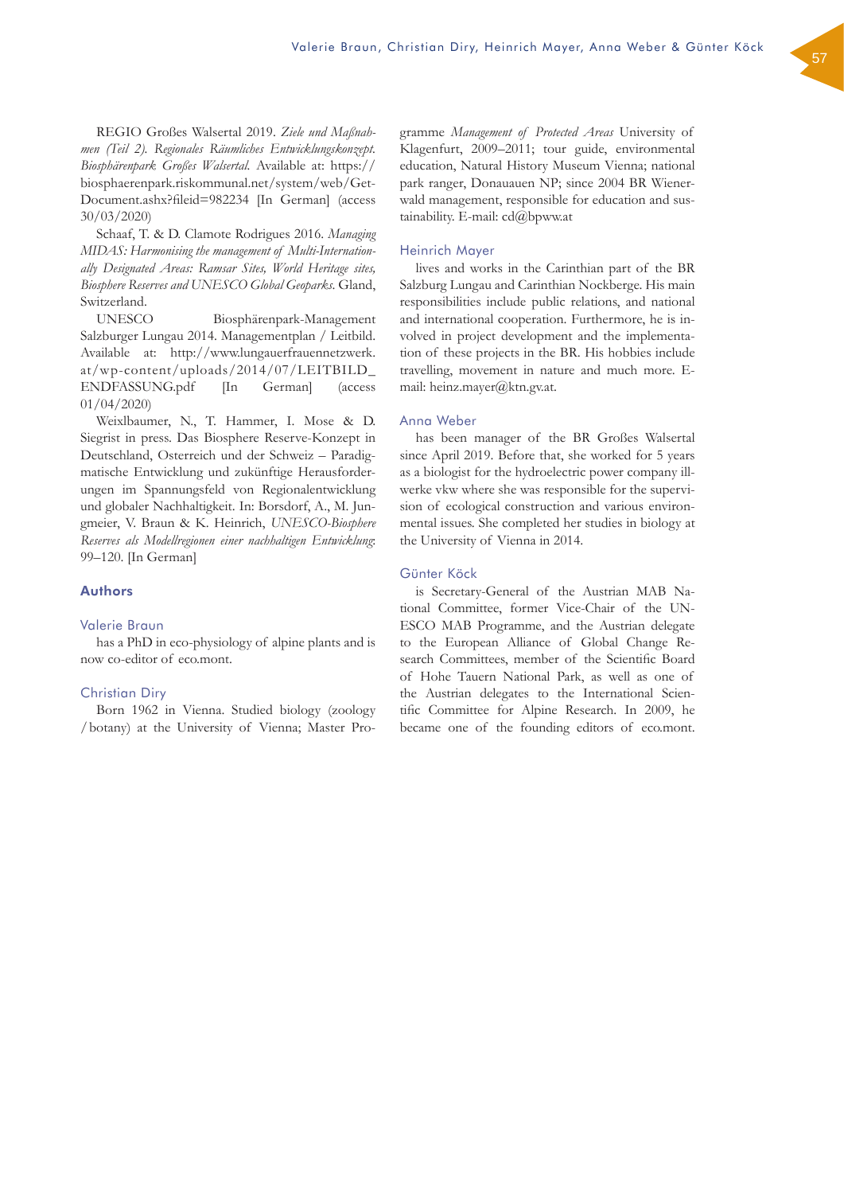REGIO Großes Walsertal 2019. *Ziele und Maßnahmen (Teil 2). Regionales Räumliches Entwicklungskonzept. Biosphärenpark Großes Walsertal.* Available at: https://biosphaerenpark.riskommunal.net/system/web/GetDocument.ashx?fileid=982234 [In German] (access 30/03/2020)

Schaaf, T. & D. Clamote Rodrigues 2016. *Managing MIDAS: Harmonising the management of Multi-Internationally Designated Areas: Ramsar Sites, World Heritage sites, Biosphere Reserves and UNESCO Global Geoparks.* Gland, Switzerland.

UNESCO Biosphärenpark-Management Salzburger Lungau 2014. Managementplan / Leitbild. Available at: http://www.lungauerfrauennetzwerk.at/wp-content/uploads/2014/07/LEITBILD_ENDFASSUNG.pdf [In German] (access 01/04/2020)

Weixlbaumer, N., T. Hammer, I. Mose & D. Siegrist in press. Das Biosphere Reserve-Konzept in Deutschland, Österreich und der Schweiz – Paradigmatische Entwicklung und zukünftige Herausforderungen im Spannungsfeld von Regionalentwicklung und globaler Nachhaltigkeit. In: Borsdorf, A., M. Jungmeier, V. Braun & K. Heinrich, *UNESCO-Biosphere Reserves als Modellregionen einer nachhaltigen Entwicklung*: 99–120. [In German]

## Authors

### Valerie Braun

has a PhD in eco-physiology of alpine plants and is now co-editor of eco.mont.

### Christian Diry

Born 1962 in Vienna. Studied biology (zoology / botany) at the University of Vienna; Master Programme *Management of Protected Areas* University of Klagenfurt, 2009–2011; tour guide, environmental education, Natural History Museum Vienna; national park ranger, Donauauen NP; since 2004 BR Wienerwald management, responsible for education and sustainability. E-mail: cd@bpww.at

### Heinrich Mayer

lives and works in the Carinthian part of the BR Salzburg Lungau and Carinthian Nockberge. His main responsibilities include public relations, and national and international cooperation. Furthermore, he is involved in project development and the implementation of these projects in the BR. His hobbies include travelling, movement in nature and much more. E-mail: heinz.mayer@ktn.gv.at.

### Anna Weber

has been manager of the BR Großes Walsertal since April 2019. Before that, she worked for 5 years as a biologist for the hydroelectric power company illwerke vkw where she was responsible for the supervision of ecological construction and various environmental issues. She completed her studies in biology at the University of Vienna in 2014.

### Günter Köck

is Secretary-General of the Austrian MAB National Committee, former Vice-Chair of the UNESCO MAB Programme, and the Austrian delegate to the European Alliance of Global Change Research Committees, member of the Scientific Board of Hohe Tauern National Park, as well as one of the Austrian delegates to the International Scientific Committee for Alpine Research. In 2009, he became one of the founding editors of eco.mont.